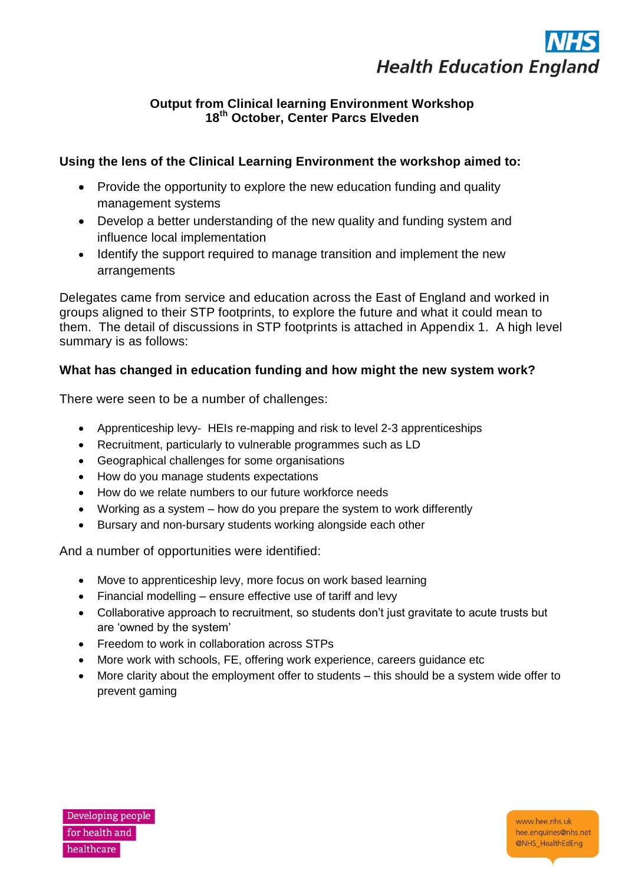# Output from Clinical learning Environment Workshop
## 18th October, Center Parcs Elveden

### Using the lens of the Clinical Learning Environment the workshop aimed to:

- Provide the opportunity to explore the new education funding and quality management systems
- Develop a better understanding of the new quality and funding system and influence local implementation
- Identify the support required to manage transition and implement the new arrangements

Delegates came from service and education across the East of England and worked in groups aligned to their STP footprints, to explore the future and what it could mean to them. The detail of discussions in STP footprints is attached in Appendix 1. A high level summary is as follows:

### What has changed in education funding and how might the new system work?

There were seen to be a number of challenges:

- Apprenticeship levy- HEIs re-mapping and risk to level 2-3 apprenticeships
- Recruitment, particularly to vulnerable programmes such as LD
- Geographical challenges for some organisations
- How do you manage students expectations
- How do we relate numbers to our future workforce needs
- Working as a system – how do you prepare the system to work differently
- Bursary and non-bursary students working alongside each other

And a number of opportunities were identified:

- Move to apprenticeship levy, more focus on work based learning
- Financial modelling – ensure effective use of tariff and levy
- Collaborative approach to recruitment, so students don't just gravitate to acute trusts but are 'owned by the system'
- Freedom to work in collaboration across STPs
- More work with schools, FE, offering work experience, careers guidance etc
- More clarity about the employment offer to students – this should be a system wide offer to prevent gaming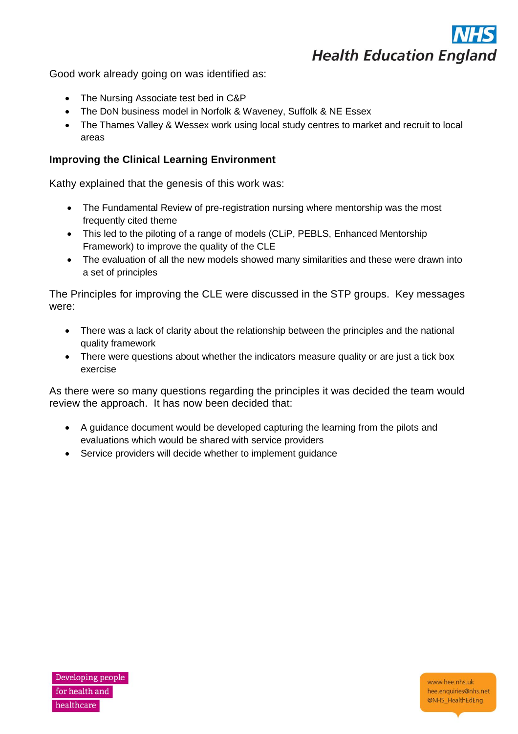Good work already going on was identified as:

- The Nursing Associate test bed in C&P
- The DoN business model in Norfolk & Waveney, Suffolk & NE Essex
- The Thames Valley & Wessex work using local study centres to market and recruit to local areas

**Improving the Clinical Learning Environment**

Kathy explained that the genesis of this work was:

- The Fundamental Review of pre-registration nursing where mentorship was the most frequently cited theme
- This led to the piloting of a range of models (CLiP, PEBLS, Enhanced Mentorship Framework) to improve the quality of the CLE
- The evaluation of all the new models showed many similarities and these were drawn into a set of principles

The Principles for improving the CLE were discussed in the STP groups. Key messages were:

- There was a lack of clarity about the relationship between the principles and the national quality framework
- There were questions about whether the indicators measure quality or are just a tick box exercise

As there were so many questions regarding the principles it was decided the team would review the approach. It has now been decided that:

- A guidance document would be developed capturing the learning from the pilots and evaluations which would be shared with service providers
- Service providers will decide whether to implement guidance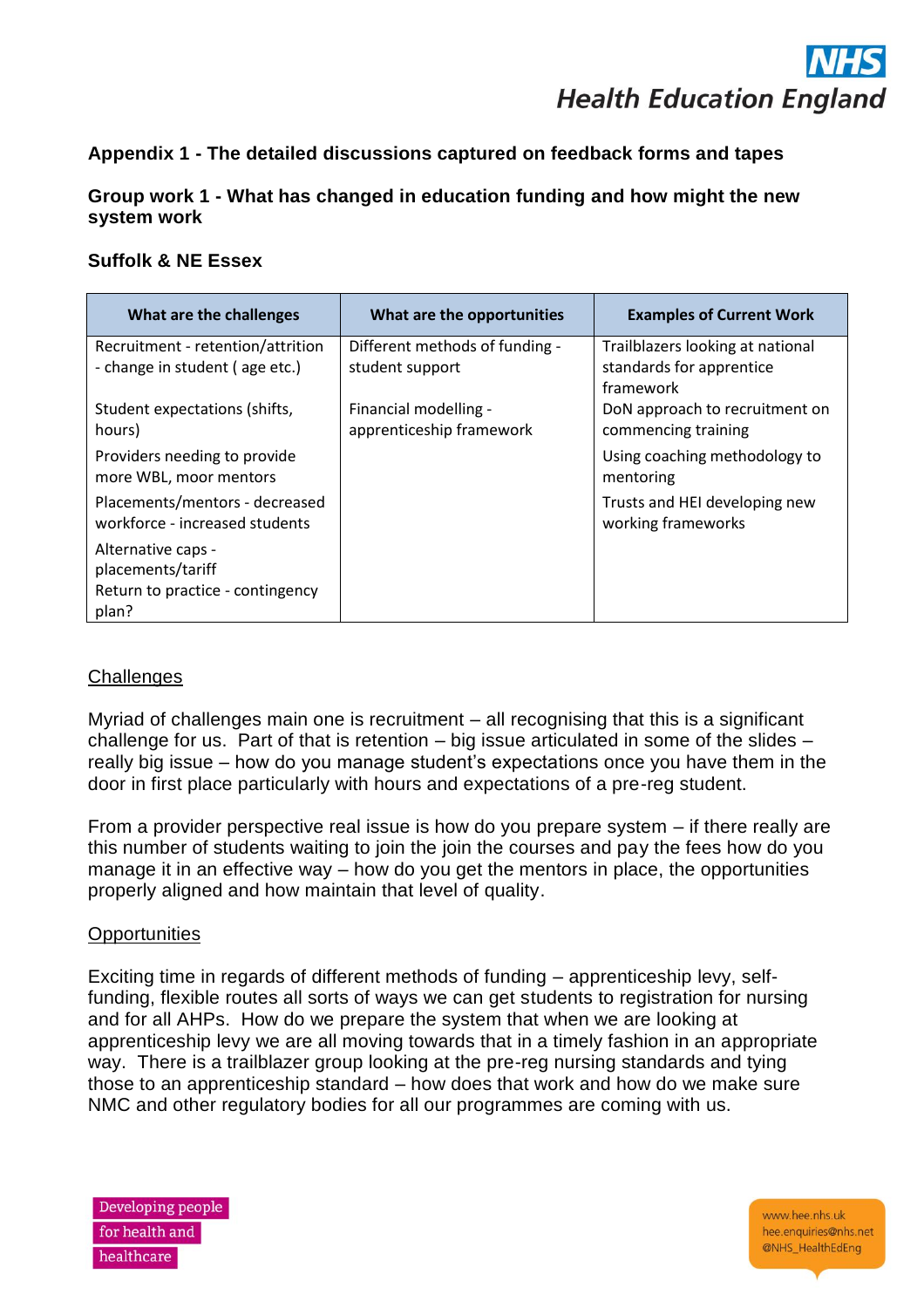## Appendix 1 - The detailed discussions captured on feedback forms and tapes

### Group work 1 - What has changed in education funding and how might the new system work

### Suffolk & NE Essex

| What are the challenges | What are the opportunities | Examples of Current Work |
|---|---|---|
| Recruitment - retention/attrition - change in student ( age etc.) | Different methods of funding - student support | Trailblazers looking at national standards for apprentice framework |
| Student expectations (shifts, hours) | Financial modelling - apprenticeship framework | DoN approach to recruitment on commencing training |
| Providers needing to provide more WBL, moor mentors | | Using coaching methodology to mentoring |
| Placements/mentors - decreased workforce - increased students | | Trusts and HEI developing new working frameworks |
| Alternative caps - placements/tariff<br>Return to practice - contingency plan? | | |

Challenges

Myriad of challenges main one is recruitment – all recognising that this is a significant challenge for us. Part of that is retention – big issue articulated in some of the slides – really big issue – how do you manage student's expectations once you have them in the door in first place particularly with hours and expectations of a pre-reg student.

From a provider perspective real issue is how do you prepare system – if there really are this number of students waiting to join the join the courses and pay the fees how do you manage it in an effective way – how do you get the mentors in place, the opportunities properly aligned and how maintain that level of quality.

Opportunities

Exciting time in regards of different methods of funding – apprenticeship levy, self-funding, flexible routes all sorts of ways we can get students to registration for nursing and for all AHPs. How do we prepare the system that when we are looking at apprenticeship levy we are all moving towards that in a timely fashion in an appropriate way. There is a trailblazer group looking at the pre-reg nursing standards and tying those to an apprenticeship standard – how does that work and how do we make sure NMC and other regulatory bodies for all our programmes are coming with us.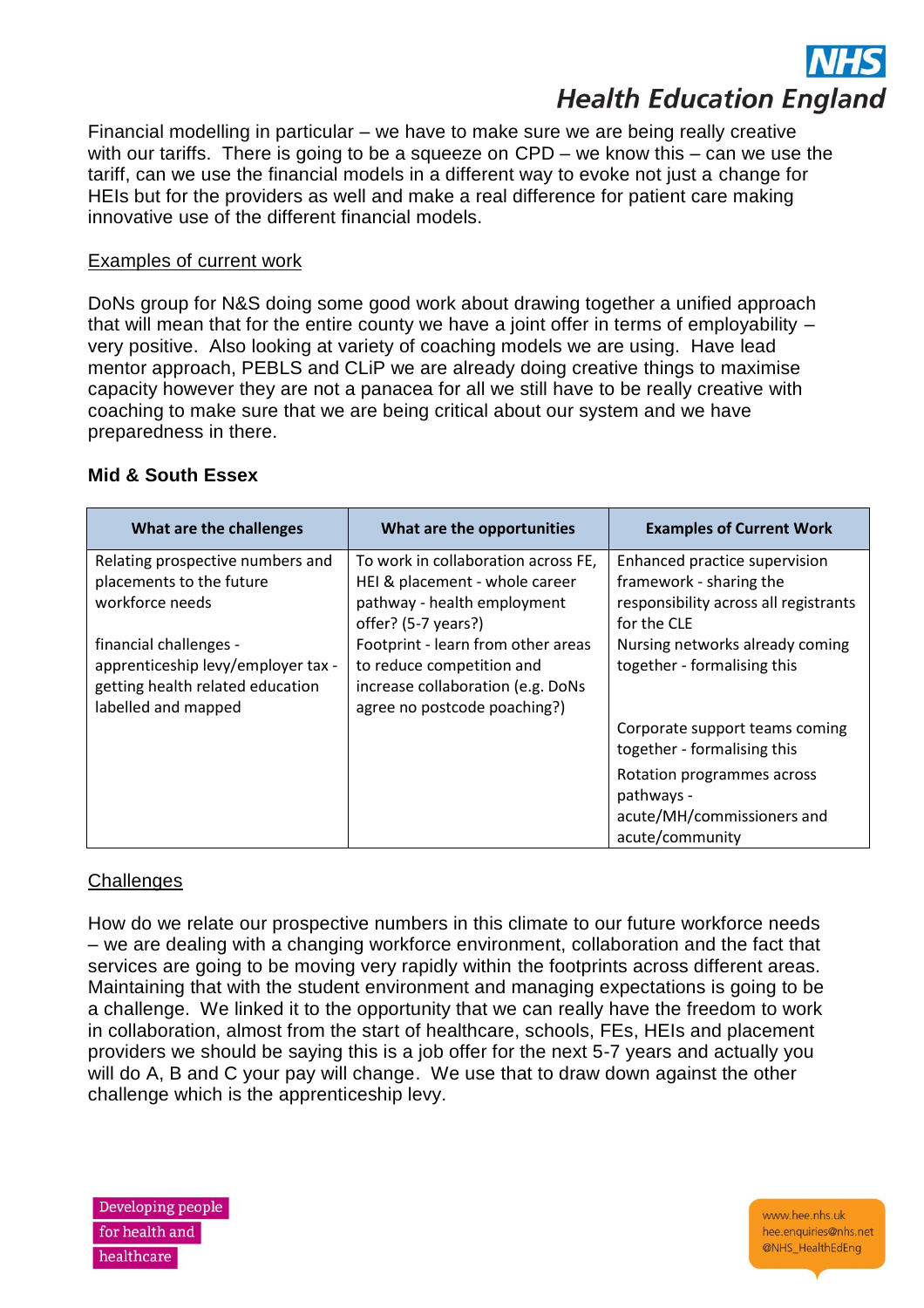Financial modelling in particular – we have to make sure we are being really creative with our tariffs. There is going to be a squeeze on CPD – we know this – can we use the tariff, can we use the financial models in a different way to evoke not just a change for HEIs but for the providers as well and make a real difference for patient care making innovative use of the different financial models.

Examples of current work

DoNs group for N&S doing some good work about drawing together a unified approach that will mean that for the entire county we have a joint offer in terms of employability – very positive. Also looking at variety of coaching models we are using. Have lead mentor approach, PEBLS and CLiP we are already doing creative things to maximise capacity however they are not a panacea for all we still have to be really creative with coaching to make sure that we are being critical about our system and we have preparedness in there.

**Mid & South Essex**

| What are the challenges | What are the opportunities | Examples of Current Work |
|---|---|---|
| Relating prospective numbers and placements to the future workforce needs<br><br>financial challenges - apprenticeship levy/employer tax - getting health related education labelled and mapped | To work in collaboration across FE, HEI & placement - whole career pathway - health employment offer? (5-7 years?)<br>Footprint - learn from other areas to reduce competition and increase collaboration (e.g. DoNs agree no postcode poaching?) | Enhanced practice supervision framework - sharing the responsibility across all registrants for the CLE<br>Nursing networks already coming together - formalising this<br><br>Corporate support teams coming together - formalising this<br>Rotation programmes across pathways - acute/MH/commissioners and acute/community |

Challenges

How do we relate our prospective numbers in this climate to our future workforce needs – we are dealing with a changing workforce environment, collaboration and the fact that services are going to be moving very rapidly within the footprints across different areas. Maintaining that with the student environment and managing expectations is going to be a challenge. We linked it to the opportunity that we can really have the freedom to work in collaboration, almost from the start of healthcare, schools, FEs, HEIs and placement providers we should be saying this is a job offer for the next 5-7 years and actually you will do A, B and C your pay will change. We use that to draw down against the other challenge which is the apprenticeship levy.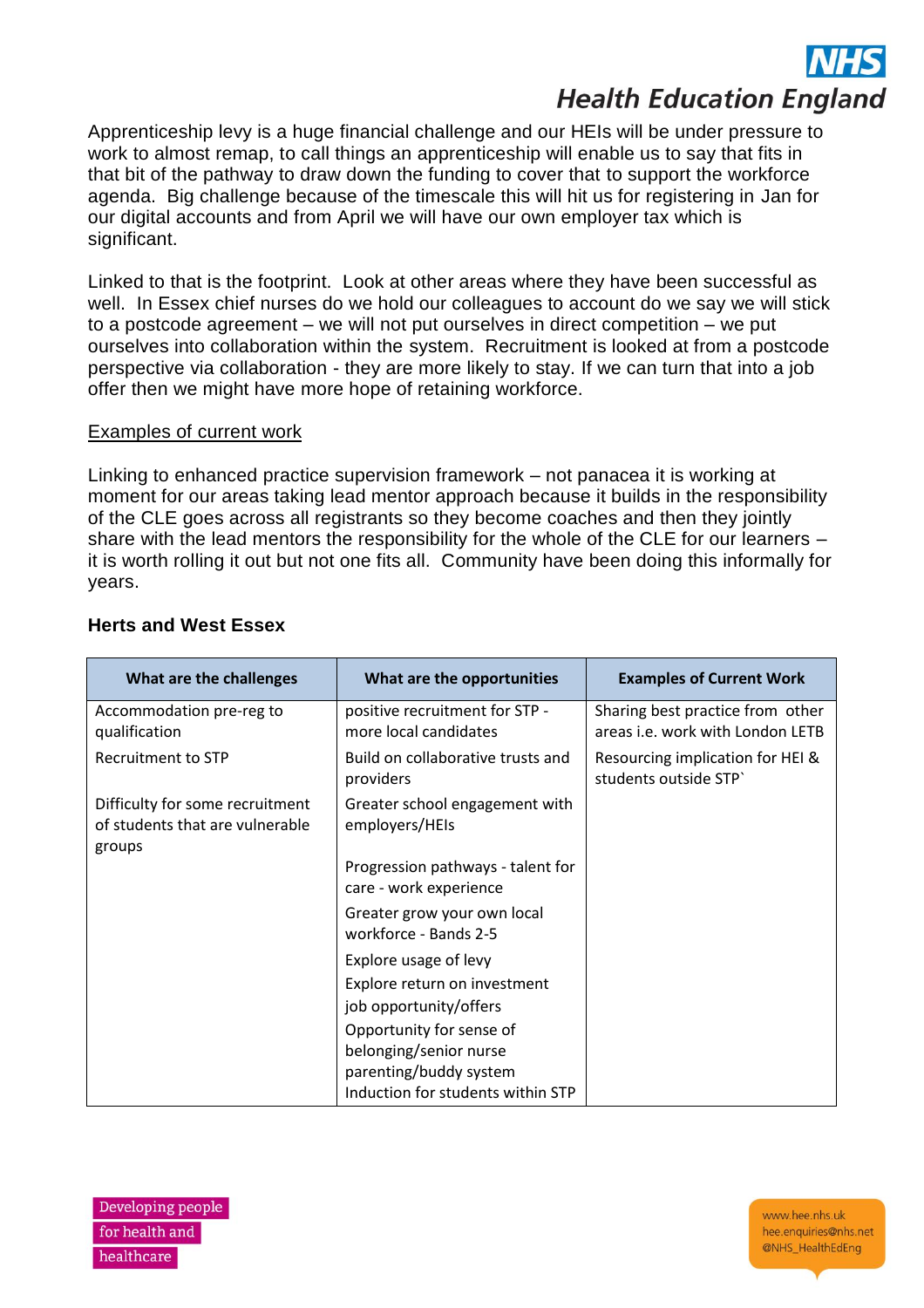Apprenticeship levy is a huge financial challenge and our HEIs will be under pressure to work to almost remap, to call things an apprenticeship will enable us to say that fits in that bit of the pathway to draw down the funding to cover that to support the workforce agenda. Big challenge because of the timescale this will hit us for registering in Jan for our digital accounts and from April we will have our own employer tax which is significant.

Linked to that is the footprint. Look at other areas where they have been successful as well. In Essex chief nurses do we hold our colleagues to account do we say we will stick to a postcode agreement – we will not put ourselves in direct competition – we put ourselves into collaboration within the system. Recruitment is looked at from a postcode perspective via collaboration - they are more likely to stay. If we can turn that into a job offer then we might have more hope of retaining workforce.

Examples of current work

Linking to enhanced practice supervision framework – not panacea it is working at moment for our areas taking lead mentor approach because it builds in the responsibility of the CLE goes across all registrants so they become coaches and then they jointly share with the lead mentors the responsibility for the whole of the CLE for our learners – it is worth rolling it out but not one fits all. Community have been doing this informally for years.

**Herts and West Essex**

| What are the challenges | What are the opportunities | Examples of Current Work |
|---|---|---|
| Accommodation pre-reg to qualification<br>Recruitment to STP<br><br>Difficulty for some recruitment of students that are vulnerable groups | positive recruitment for STP - more local candidates<br>Build on collaborative trusts and providers<br>Greater school engagement with employers/HEIs<br>Progression pathways - talent for care - work experience<br>Greater grow your own local workforce - Bands 2-5<br>Explore usage of levy<br>Explore return on investment job opportunity/offers<br>Opportunity for sense of belonging/senior nurse parenting/buddy system<br>Induction for students within STP | Sharing best practice from other areas i.e. work with London LETB<br>Resourcing implication for HEI & students outside STP` |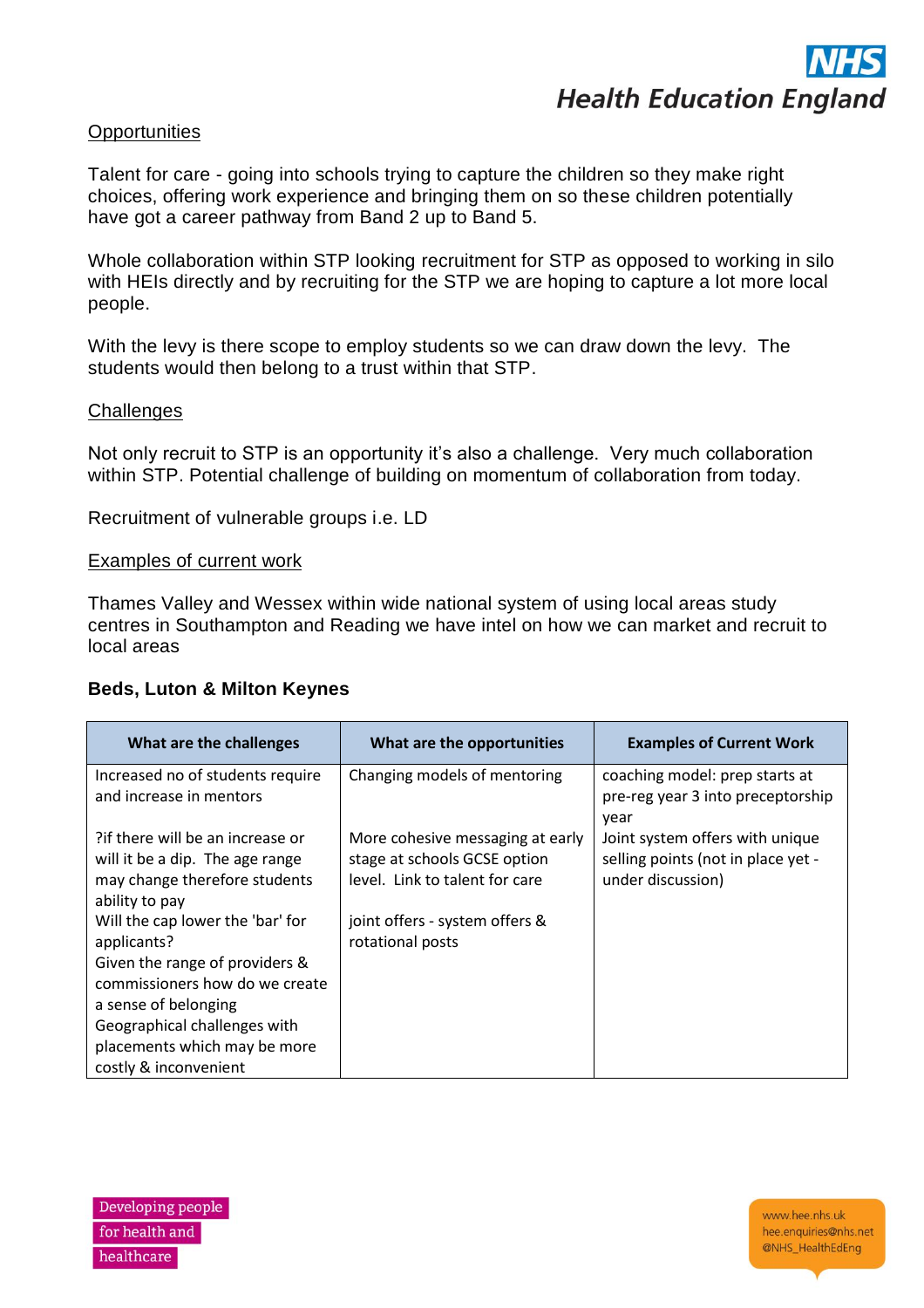Opportunities

Talent for care - going into schools trying to capture the children so they make right choices, offering work experience and bringing them on so these children potentially have got a career pathway from Band 2 up to Band 5.

Whole collaboration within STP looking recruitment for STP as opposed to working in silo with HEIs directly and by recruiting for the STP we are hoping to capture a lot more local people.

With the levy is there scope to employ students so we can draw down the levy. The students would then belong to a trust within that STP.

Challenges

Not only recruit to STP is an opportunity it's also a challenge. Very much collaboration within STP. Potential challenge of building on momentum of collaboration from today.

Recruitment of vulnerable groups i.e. LD

Examples of current work

Thames Valley and Wessex within wide national system of using local areas study centres in Southampton and Reading we have intel on how we can market and recruit to local areas

**Beds, Luton & Milton Keynes**

| What are the challenges | What are the opportunities | Examples of Current Work |
|---|---|---|
| Increased no of students require and increase in mentors<br><br>?if there will be an increase or will it be a dip. The age range may change therefore students ability to pay<br>Will the cap lower the 'bar' for applicants?<br>Given the range of providers & commissioners how do we create a sense of belonging<br>Geographical challenges with placements which may be more costly & inconvenient | Changing models of mentoring<br><br>More cohesive messaging at early stage at schools GCSE option level. Link to talent for care<br><br>joint offers - system offers & rotational posts | coaching model: prep starts at pre-reg year 3 into preceptorship year<br>Joint system offers with unique selling points (not in place yet - under discussion) |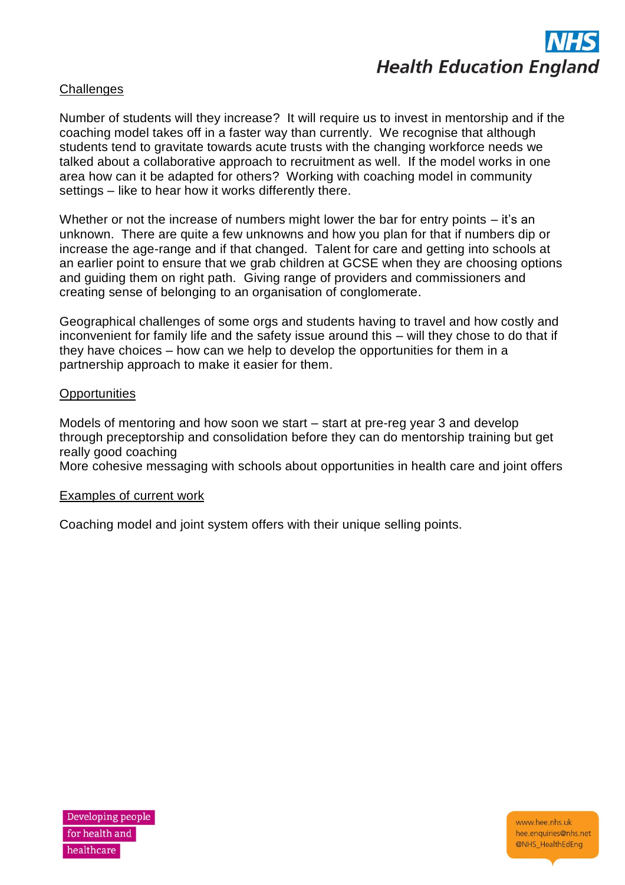<u>Challenges</u>

Number of students will they increase? It will require us to invest in mentorship and if the coaching model takes off in a faster way than currently. We recognise that although students tend to gravitate towards acute trusts with the changing workforce needs we talked about a collaborative approach to recruitment as well. If the model works in one area how can it be adapted for others? Working with coaching model in community settings – like to hear how it works differently there.

Whether or not the increase of numbers might lower the bar for entry points – it's an unknown. There are quite a few unknowns and how you plan for that if numbers dip or increase the age-range and if that changed. Talent for care and getting into schools at an earlier point to ensure that we grab children at GCSE when they are choosing options and guiding them on right path. Giving range of providers and commissioners and creating sense of belonging to an organisation of conglomerate.

Geographical challenges of some orgs and students having to travel and how costly and inconvenient for family life and the safety issue around this – will they chose to do that if they have choices – how can we help to develop the opportunities for them in a partnership approach to make it easier for them.

<u>Opportunities</u>

Models of mentoring and how soon we start – start at pre-reg year 3 and develop through preceptorship and consolidation before they can do mentorship training but get really good coaching
More cohesive messaging with schools about opportunities in health care and joint offers

<u>Examples of current work</u>

Coaching model and joint system offers with their unique selling points.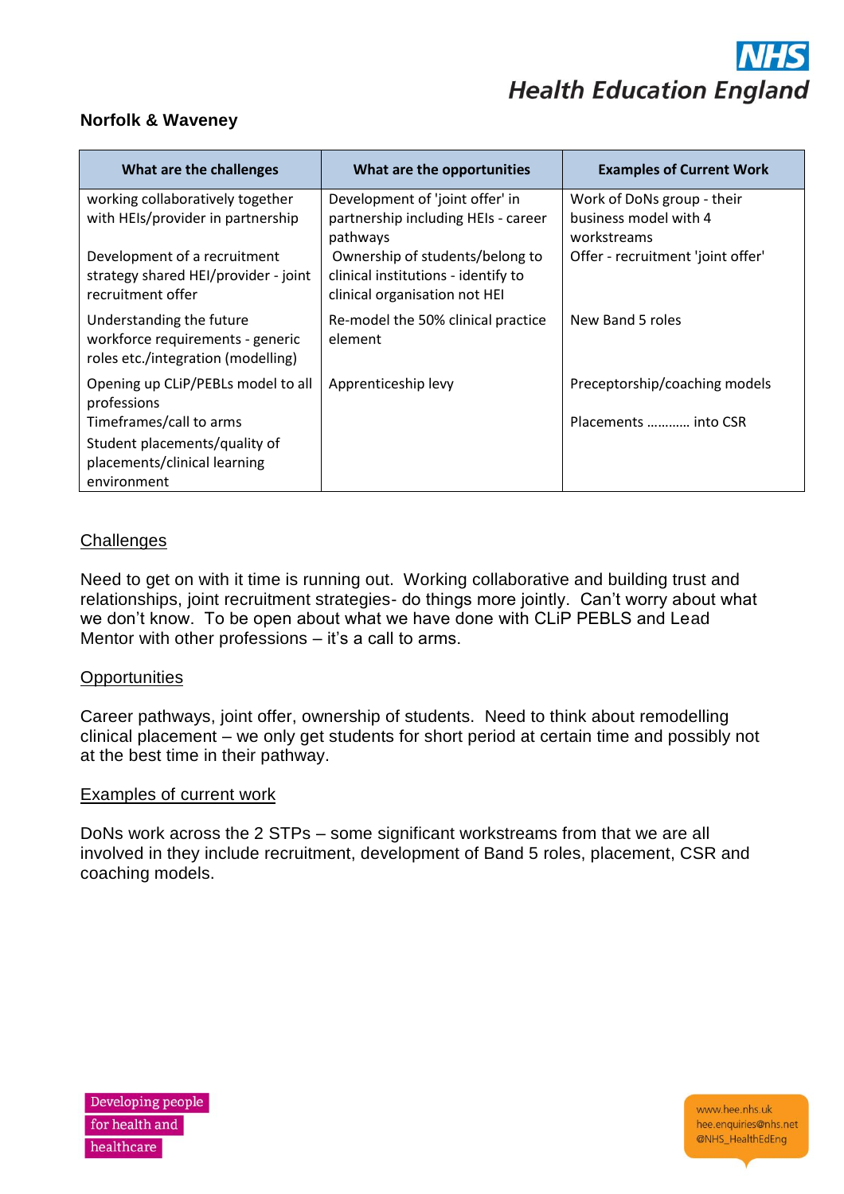## Norfolk & Waveney

| What are the challenges | What are the opportunities | Examples of Current Work |
|---|---|---|
| working collaboratively together with HEIs/provider in partnership<br><br>Development of a recruitment strategy shared HEI/provider - joint recruitment offer | Development of 'joint offer' in partnership including HEIs - career pathways<br>Ownership of students/belong to clinical institutions - identify to clinical organisation not HEI | Work of DoNs group - their business model with 4 workstreams<br>Offer - recruitment 'joint offer' |
| Understanding the future workforce requirements - generic roles etc./integration (modelling) | Re-model the 50% clinical practice element | New Band 5 roles |
| Opening up CLiP/PEBLs model to all professions<br>Timeframes/call to arms<br>Student placements/quality of placements/clinical learning environment | Apprenticeship levy | Preceptorship/coaching models<br><br>Placements ………… into CSR |

### Challenges

Need to get on with it time is running out. Working collaborative and building trust and relationships, joint recruitment strategies- do things more jointly. Can't worry about what we don't know. To be open about what we have done with CLiP PEBLS and Lead Mentor with other professions – it's a call to arms.

### Opportunities

Career pathways, joint offer, ownership of students. Need to think about remodelling clinical placement – we only get students for short period at certain time and possibly not at the best time in their pathway.

### Examples of current work

DoNs work across the 2 STPs – some significant workstreams from that we are all involved in they include recruitment, development of Band 5 roles, placement, CSR and coaching models.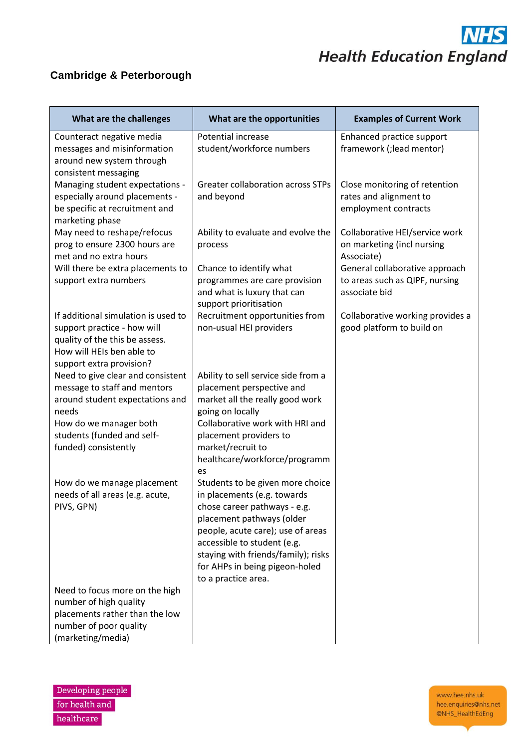## Cambridge & Peterborough

| What are the challenges | What are the opportunities | Examples of Current Work |
|---|---|---|
| Counteract negative media messages and misinformation around new system through consistent messaging | Potential increase student/workforce numbers | Enhanced practice support framework (;lead mentor) |
| Managing student expectations - especially around placements - be specific at recruitment and marketing phase | Greater collaboration across STPs and beyond | Close monitoring of retention rates and alignment to employment contracts |
| May need to reshape/refocus prog to ensure 2300 hours are met and no extra hours | Ability to evaluate and evolve the process | Collaborative HEI/service work on marketing (incl nursing Associate) |
| Will there be extra placements to support extra numbers | Chance to identify what programmes are care provision and what is luxury that can support prioritisation | General collaborative approach to areas such as QIPF, nursing associate bid |
| If additional simulation is used to support practice - how will quality of the this be assess. How will HEIs ben able to support extra provision? | Recruitment opportunities from non-usual HEI providers | Collaborative working provides a good platform to build on |
| Need to give clear and consistent message to staff and mentors around student expectations and needs | Ability to sell service side from a placement perspective and market all the really good work going on locally | |
| How do we manager both students (funded and self-funded) consistently | Collaborative work with HRI and placement providers to market/recruit to healthcare/workforce/programmes | |
| How do we manage placement needs of all areas (e.g. acute, PIVS, GPN) | Students to be given more choice in placements (e.g. towards chose career pathways - e.g. placement pathways (older people, acute care); use of areas accessible to student (e.g. staying with friends/family); risks for AHPs in being pigeon-holed to a practice area. | |
| Need to focus more on the high number of high quality placements rather than the low number of poor quality (marketing/media) | | |

Developing people for health and healthcare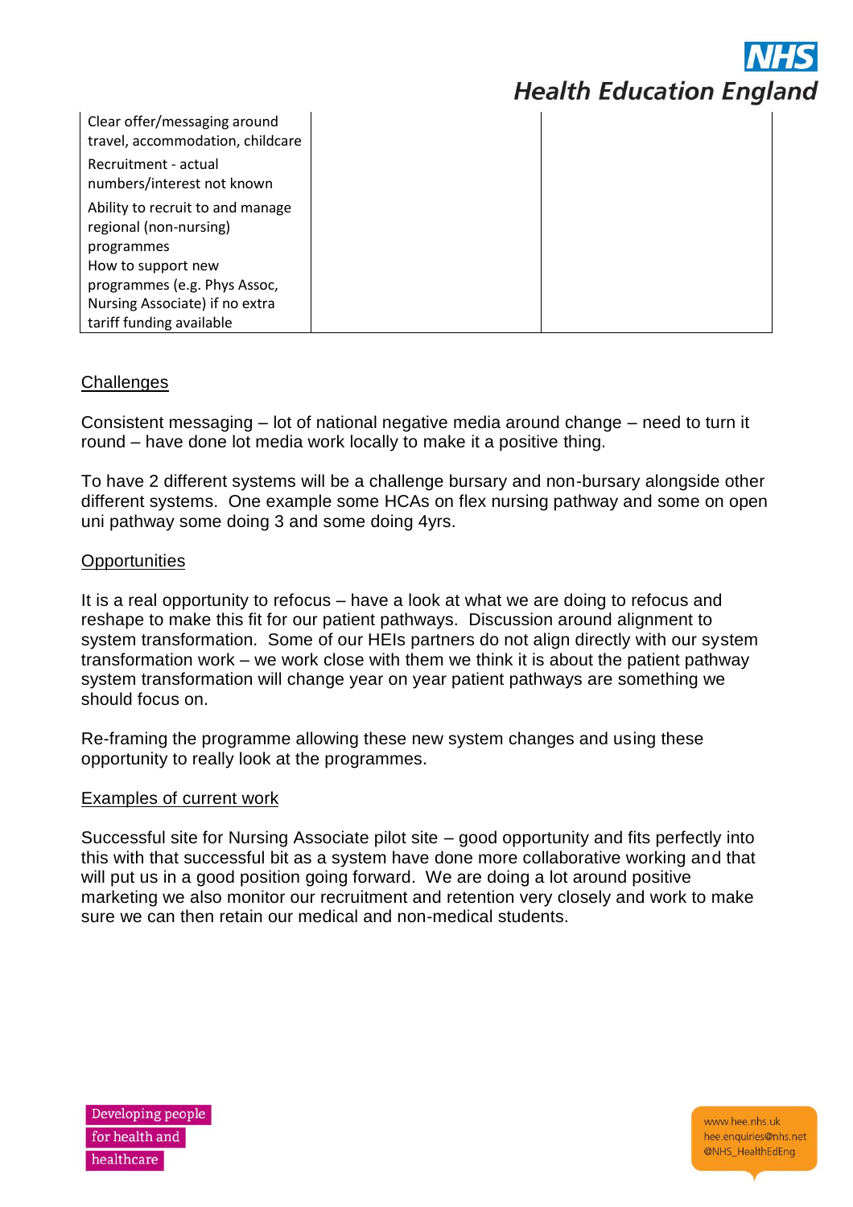| | | |
|---|---|---|
| Clear offer/messaging around travel, accommodation, childcare<br>Recruitment - actual numbers/interest not known<br>Ability to recruit to and manage regional (non-nursing) programmes<br>How to support new programmes (e.g. Phys Assoc, Nursing Associate) if no extra tariff funding available | | |

Challenges

Consistent messaging – lot of national negative media around change – need to turn it round – have done lot media work locally to make it a positive thing.

To have 2 different systems will be a challenge bursary and non-bursary alongside other different systems. One example some HCAs on flex nursing pathway and some on open uni pathway some doing 3 and some doing 4yrs.

Opportunities

It is a real opportunity to refocus – have a look at what we are doing to refocus and reshape to make this fit for our patient pathways. Discussion around alignment to system transformation. Some of our HEIs partners do not align directly with our system transformation work – we work close with them we think it is about the patient pathway system transformation will change year on year patient pathways are something we should focus on.

Re-framing the programme allowing these new system changes and using these opportunity to really look at the programmes.

Examples of current work

Successful site for Nursing Associate pilot site – good opportunity and fits perfectly into this with that successful bit as a system have done more collaborative working and that will put us in a good position going forward. We are doing a lot around positive marketing we also monitor our recruitment and retention very closely and work to make sure we can then retain our medical and non-medical students.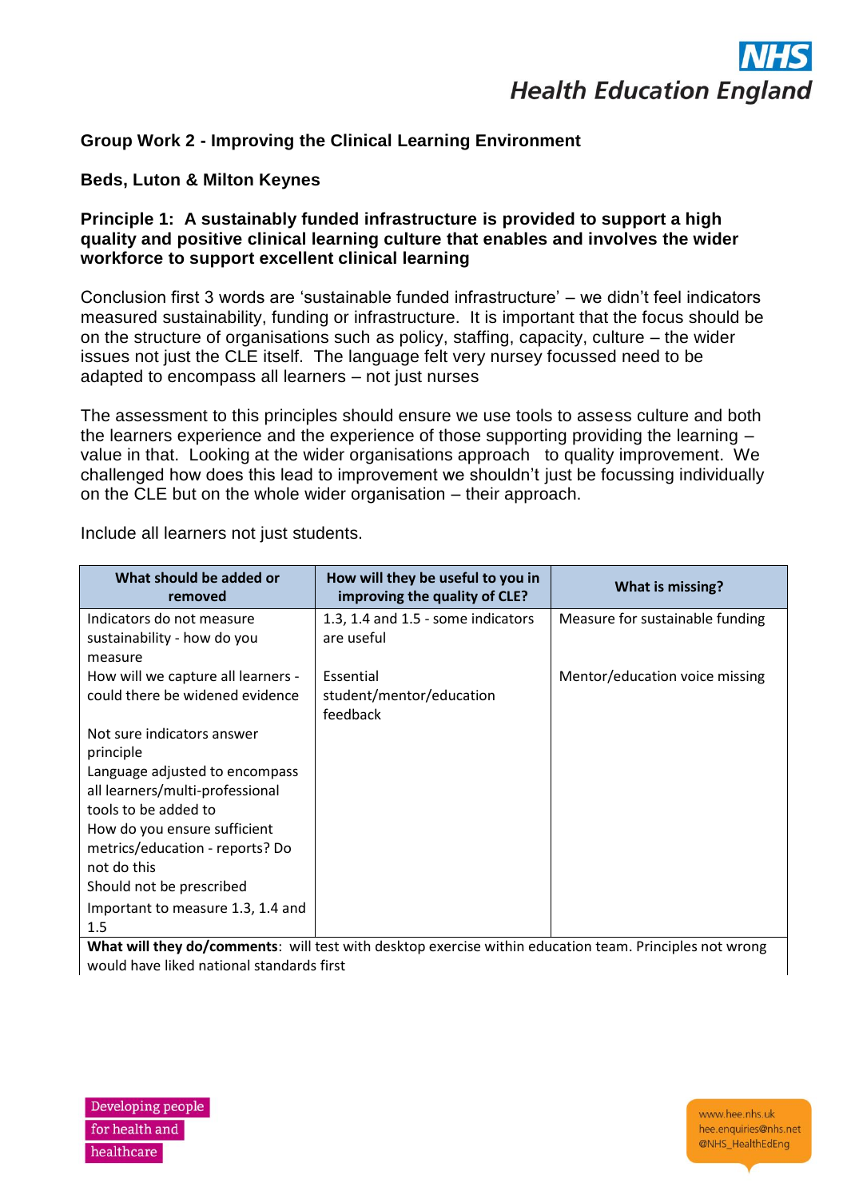**Group Work 2 - Improving the Clinical Learning Environment**

**Beds, Luton & Milton Keynes**

**Principle 1: A sustainably funded infrastructure is provided to support a high quality and positive clinical learning culture that enables and involves the wider workforce to support excellent clinical learning**

Conclusion first 3 words are 'sustainable funded infrastructure' – we didn't feel indicators measured sustainability, funding or infrastructure. It is important that the focus should be on the structure of organisations such as policy, staffing, capacity, culture – the wider issues not just the CLE itself. The language felt very nursey focussed need to be adapted to encompass all learners – not just nurses

The assessment to this principles should ensure we use tools to assess culture and both the learners experience and the experience of those supporting providing the learning – value in that. Looking at the wider organisations approach to quality improvement. We challenged how does this lead to improvement we shouldn't just be focussing individually on the CLE but on the whole wider organisation – their approach.

Include all learners not just students.

| What should be added or removed | How will they be useful to you in improving the quality of CLE? | What is missing? |
|---|---|---|
| Indicators do not measure sustainability - how do you measure | 1.3, 1.4 and 1.5 - some indicators are useful | Measure for sustainable funding |
| How will we capture all learners - could there be widened evidence | Essential student/mentor/education feedback | Mentor/education voice missing |
| Not sure indicators answer principle | | |
| Language adjusted to encompass all learners/multi-professional tools to be added to | | |
| How do you ensure sufficient metrics/education - reports? Do not do this | | |
| Should not be prescribed | | |
| Important to measure 1.3, 1.4 and 1.5 | | |
| **What will they do/comments**: will test with desktop exercise within education team. Principles not wrong would have liked national standards first | | |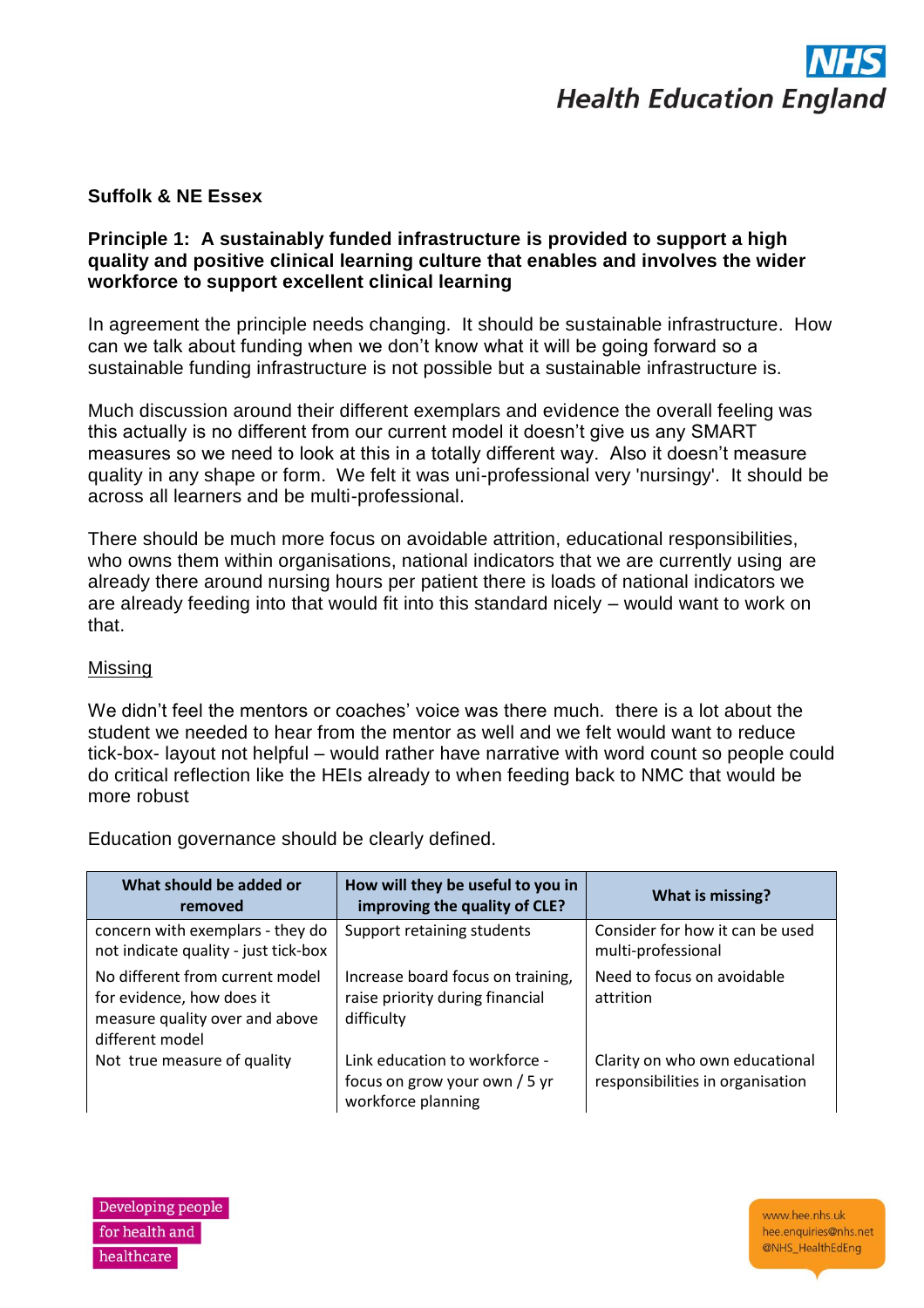**Suffolk & NE Essex**

**Principle 1: A sustainably funded infrastructure is provided to support a high quality and positive clinical learning culture that enables and involves the wider workforce to support excellent clinical learning**

In agreement the principle needs changing. It should be sustainable infrastructure. How can we talk about funding when we don't know what it will be going forward so a sustainable funding infrastructure is not possible but a sustainable infrastructure is.

Much discussion around their different exemplars and evidence the overall feeling was this actually is no different from our current model it doesn't give us any SMART measures so we need to look at this in a totally different way. Also it doesn't measure quality in any shape or form. We felt it was uni-professional very 'nursingy'. It should be across all learners and be multi-professional.

There should be much more focus on avoidable attrition, educational responsibilities, who owns them within organisations, national indicators that we are currently using are already there around nursing hours per patient there is loads of national indicators we are already feeding into that would fit into this standard nicely – would want to work on that.

<u>Missing</u>

We didn't feel the mentors or coaches' voice was there much. there is a lot about the student we needed to hear from the mentor as well and we felt would want to reduce tick-box- layout not helpful – would rather have narrative with word count so people could do critical reflection like the HEIs already to when feeding back to NMC that would be more robust

Education governance should be clearly defined.

| What should be added or removed | How will they be useful to you in improving the quality of CLE? | What is missing? |
|---|---|---|
| concern with exemplars - they do not indicate quality - just tick-box | Support retaining students | Consider for how it can be used multi-professional |
| No different from current model for evidence, how does it measure quality over and above different model | Increase board focus on training, raise priority during financial difficulty | Need to focus on avoidable attrition |
| Not true measure of quality | Link education to workforce - focus on grow your own / 5 yr workforce planning | Clarity on who own educational responsibilities in organisation |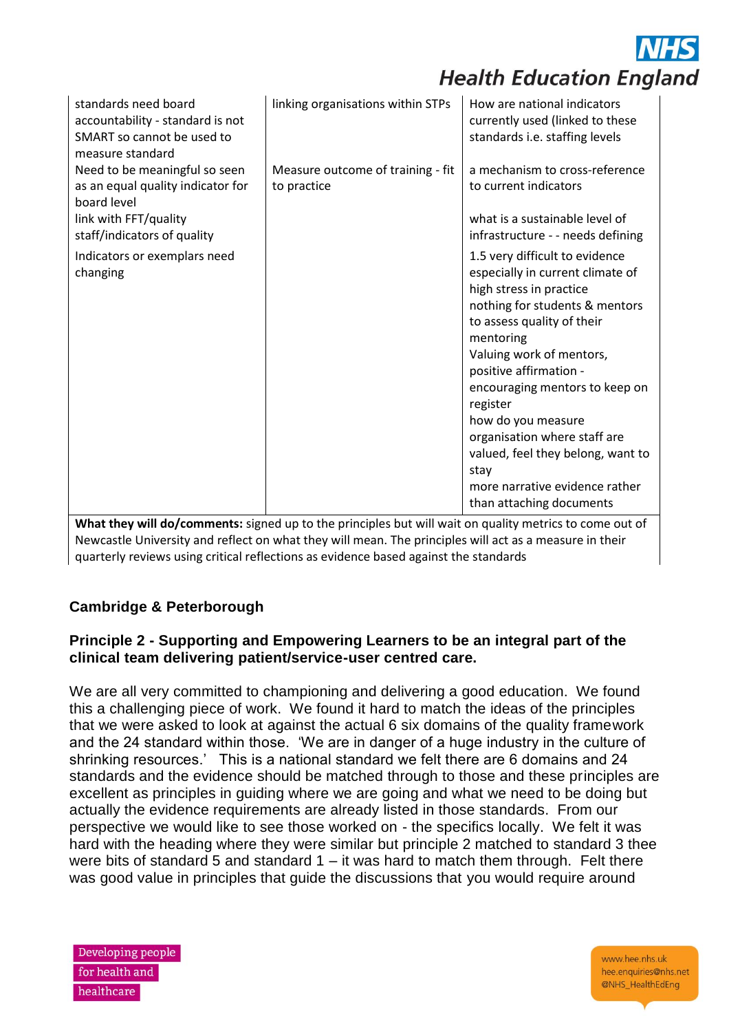| | | |
|---|---|---|
| standards need board accountability - standard is not SMART so cannot be used to measure standard<br>Need to be meaningful so seen as an equal quality indicator for board level<br>link with FFT/quality staff/indicators of quality | linking organisations within STPs<br><br>Measure outcome of training - fit to practice | How are national indicators currently used (linked to these standards i.e. staffing levels<br><br>a mechanism to cross-reference to current indicators<br><br>what is a sustainable level of infrastructure - - needs defining |
| Indicators or exemplars need changing | | 1.5 very difficult to evidence especially in current climate of high stress in practice<br>nothing for students & mentors to assess quality of their mentoring<br>Valuing work of mentors, positive affirmation - encouraging mentors to keep on register<br>how do you measure organisation where staff are valued, feel they belong, want to stay<br>more narrative evidence rather than attaching documents |
| **What they will do/comments:** signed up to the principles but will wait on quality metrics to come out of Newcastle University and reflect on what they will mean. The principles will act as a measure in their quarterly reviews using critical reflections as evidence based against the standards | | |

### Cambridge & Peterborough

**Principle 2 - Supporting and Empowering Learners to be an integral part of the clinical team delivering patient/service-user centred care.**

We are all very committed to championing and delivering a good education. We found this a challenging piece of work. We found it hard to match the ideas of the principles that we were asked to look at against the actual 6 six domains of the quality framework and the 24 standard within those. 'We are in danger of a huge industry in the culture of shrinking resources.' This is a national standard we felt there are 6 domains and 24 standards and the evidence should be matched through to those and these principles are excellent as principles in guiding where we are going and what we need to be doing but actually the evidence requirements are already listed in those standards. From our perspective we would like to see those worked on - the specifics locally. We felt it was hard with the heading where they were similar but principle 2 matched to standard 3 thee were bits of standard 5 and standard 1 – it was hard to match them through. Felt there was good value in principles that guide the discussions that you would require around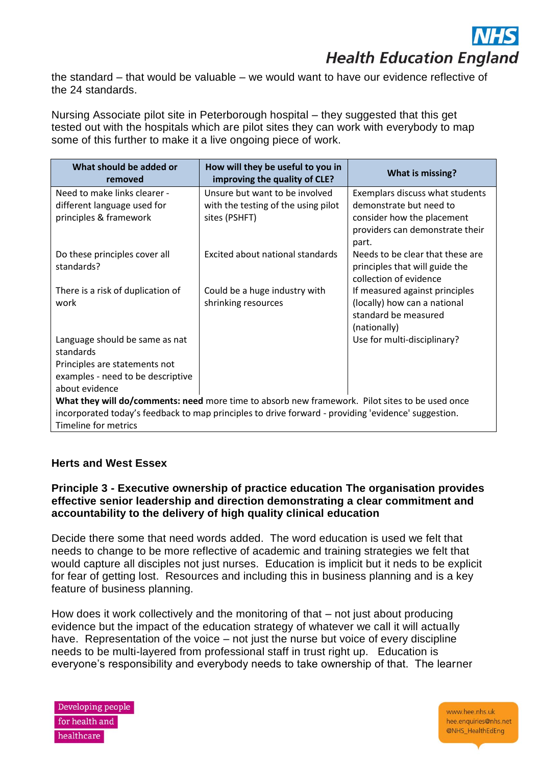the standard – that would be valuable – we would want to have our evidence reflective of the 24 standards.

Nursing Associate pilot site in Peterborough hospital – they suggested that this get tested out with the hospitals which are pilot sites they can work with everybody to map some of this further to make it a live ongoing piece of work.

| What should be added or removed | How will they be useful to you in improving the quality of CLE? | What is missing? |
|---|---|---|
| Need to make links clearer - different language used for principles & framework | Unsure but want to be involved with the testing of the using pilot sites (PSHFT) | Exemplars discuss what students demonstrate but need to consider how the placement providers can demonstrate their part. |
| Do these principles cover all standards? | Excited about national standards | Needs to be clear that these are principles that will guide the collection of evidence |
| There is a risk of duplication of work | Could be a huge industry with shrinking resources | If measured against principles (locally) how can a national standard be measured (nationally) |
| Language should be same as nat standards<br>Principles are statements not examples - need to be descriptive about evidence | | Use for multi-disciplinary? |
| **What they will do/comments: need** more time to absorb new framework. Pilot sites to be used once incorporated today's feedback to map principles to drive forward - providing 'evidence' suggestion. Timeline for metrics | | |

### Herts and West Essex

**Principle 3 - Executive ownership of practice education The organisation provides effective senior leadership and direction demonstrating a clear commitment and accountability to the delivery of high quality clinical education**

Decide there some that need words added. The word education is used we felt that needs to change to be more reflective of academic and training strategies we felt that would capture all disciples not just nurses. Education is implicit but it neds to be explicit for fear of getting lost. Resources and including this in business planning and is a key feature of business planning.

How does it work collectively and the monitoring of that – not just about producing evidence but the impact of the education strategy of whatever we call it will actually have. Representation of the voice – not just the nurse but voice of every discipline needs to be multi-layered from professional staff in trust right up. Education is everyone's responsibility and everybody needs to take ownership of that. The learner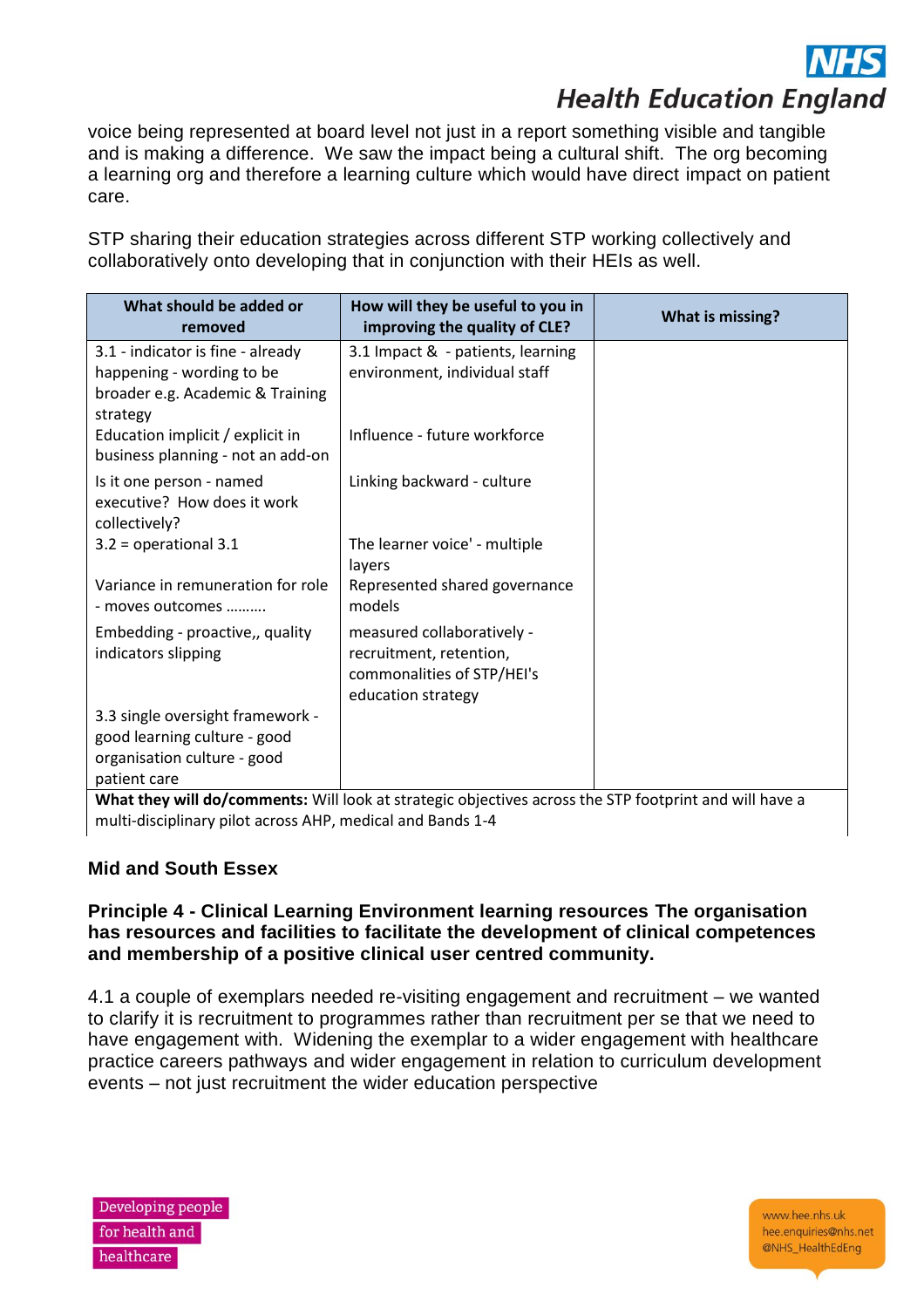voice being represented at board level not just in a report something visible and tangible and is making a difference. We saw the impact being a cultural shift. The org becoming a learning org and therefore a learning culture which would have direct impact on patient care.

STP sharing their education strategies across different STP working collectively and collaboratively onto developing that in conjunction with their HEIs as well.

| What should be added or removed | How will they be useful to you in improving the quality of CLE? | What is missing? |
|---|---|---|
| 3.1 - indicator is fine - already happening - wording to be broader e.g. Academic & Training strategy | 3.1 Impact & - patients, learning environment, individual staff | |
| Education implicit / explicit in business planning - not an add-on | Influence - future workforce | |
| Is it one person - named executive? How does it work collectively? | Linking backward - culture | |
| 3.2 = operational 3.1 | The learner voice' - multiple layers | |
| Variance in remuneration for role - moves outcomes ………. | Represented shared governance models | |
| Embedding - proactive,, quality indicators slipping | measured collaboratively - recruitment, retention, commonalities of STP/HEI's education strategy | |
| 3.3 single oversight framework - good learning culture - good organisation culture - good patient care | | |
| **What they will do/comments:** Will look at strategic objectives across the STP footprint and will have a multi-disciplinary pilot across AHP, medical and Bands 1-4 | | |

### Mid and South Essex

**Principle 4 - Clinical Learning Environment learning resources The organisation has resources and facilities to facilitate the development of clinical competences and membership of a positive clinical user centred community.**

4.1 a couple of exemplars needed re-visiting engagement and recruitment – we wanted to clarify it is recruitment to programmes rather than recruitment per se that we need to have engagement with. Widening the exemplar to a wider engagement with healthcare practice careers pathways and wider engagement in relation to curriculum development events – not just recruitment the wider education perspective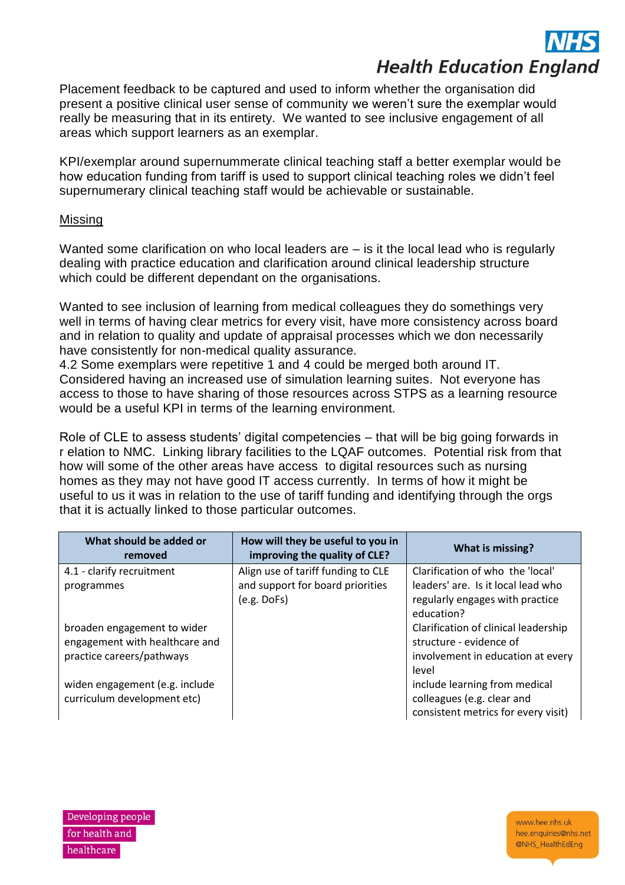Placement feedback to be captured and used to inform whether the organisation did present a positive clinical user sense of community we weren't sure the exemplar would really be measuring that in its entirety. We wanted to see inclusive engagement of all areas which support learners as an exemplar.

KPI/exemplar around supernummerate clinical teaching staff a better exemplar would be how education funding from tariff is used to support clinical teaching roles we didn't feel supernumerary clinical teaching staff would be achievable or sustainable.

Missing

Wanted some clarification on who local leaders are – is it the local lead who is regularly dealing with practice education and clarification around clinical leadership structure which could be different dependant on the organisations.

Wanted to see inclusion of learning from medical colleagues they do somethings very well in terms of having clear metrics for every visit, have more consistency across board and in relation to quality and update of appraisal processes which we don necessarily have consistently for non-medical quality assurance.
4.2 Some exemplars were repetitive 1 and 4 could be merged both around IT.
Considered having an increased use of simulation learning suites. Not everyone has access to those to have sharing of those resources across STPS as a learning resource would be a useful KPI in terms of the learning environment.

Role of CLE to assess students' digital competencies – that will be big going forwards in r elation to NMC. Linking library facilities to the LQAF outcomes. Potential risk from that how will some of the other areas have access to digital resources such as nursing homes as they may not have good IT access currently. In terms of how it might be useful to us it was in relation to the use of tariff funding and identifying through the orgs that it is actually linked to those particular outcomes.

| What should be added or removed | How will they be useful to you in improving the quality of CLE? | What is missing? |
| --- | --- | --- |
| 4.1 - clarify recruitment programmes | Align use of tariff funding to CLE and support for board priorities (e.g. DoFs) | Clarification of who the 'local' leaders' are. Is it local lead who regularly engages with practice education? |
| broaden engagement to wider engagement with healthcare and practice careers/pathways | | Clarification of clinical leadership structure - evidence of involvement in education at every level |
| widen engagement (e.g. include curriculum development etc) | | include learning from medical colleagues (e.g. clear and consistent metrics for every visit) |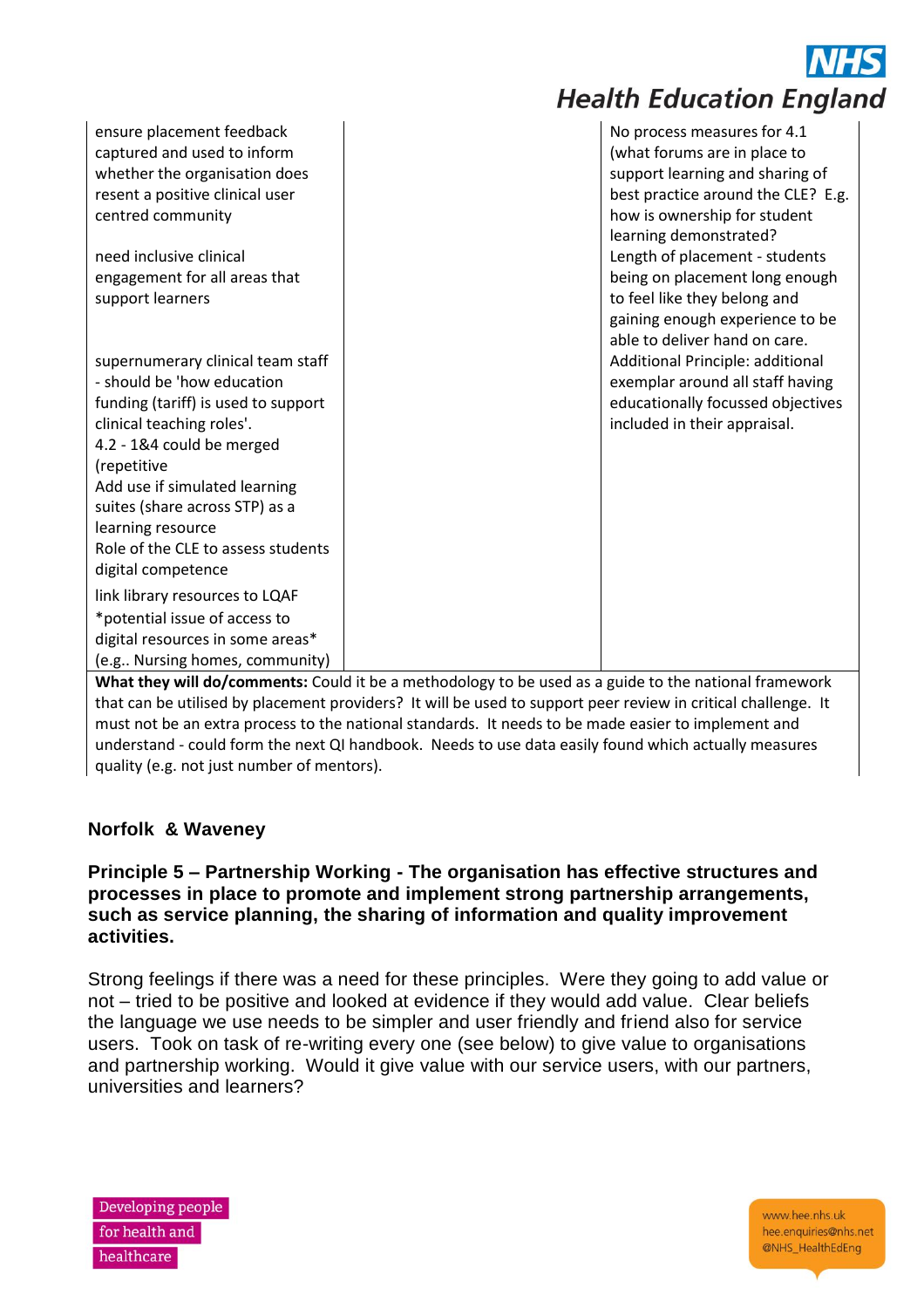| | | |
|---|---|---|
| ensure placement feedback captured and used to inform whether the organisation does resent a positive clinical user centred community<br><br>need inclusive clinical engagement for all areas that support learners<br><br>supernumerary clinical team staff - should be 'how education funding (tariff) is used to support clinical teaching roles'.<br>4.2 - 1&4 could be merged (repetitive<br>Add use if simulated learning suites (share across STP) as a learning resource<br>Role of the CLE to assess students digital competence<br>link library resources to LQAF<br>*potential issue of access to digital resources in some areas*<br>(e.g.. Nursing homes, community) | | No process measures for 4.1 (what forums are in place to support learning and sharing of best practice around the CLE? E.g. how is ownership for student learning demonstrated?<br>Length of placement - students being on placement long enough to feel like they belong and gaining enough experience to be able to deliver hand on care.<br>Additional Principle: additional exemplar around all staff having educationally focussed objectives included in their appraisal. |
| **What they will do/comments:** Could it be a methodology to be used as a guide to the national framework that can be utilised by placement providers? It will be used to support peer review in critical challenge. It must not be an extra process to the national standards. It needs to be made easier to implement and understand - could form the next QI handbook. Needs to use data easily found which actually measures quality (e.g. not just number of mentors). | | |

## Norfolk & Waveney

**Principle 5 – Partnership Working - The organisation has effective structures and processes in place to promote and implement strong partnership arrangements, such as service planning, the sharing of information and quality improvement activities.**

Strong feelings if there was a need for these principles. Were they going to add value or not – tried to be positive and looked at evidence if they would add value. Clear beliefs the language we use needs to be simpler and user friendly and friend also for service users. Took on task of re-writing every one (see below) to give value to organisations and partnership working. Would it give value with our service users, with our partners, universities and learners?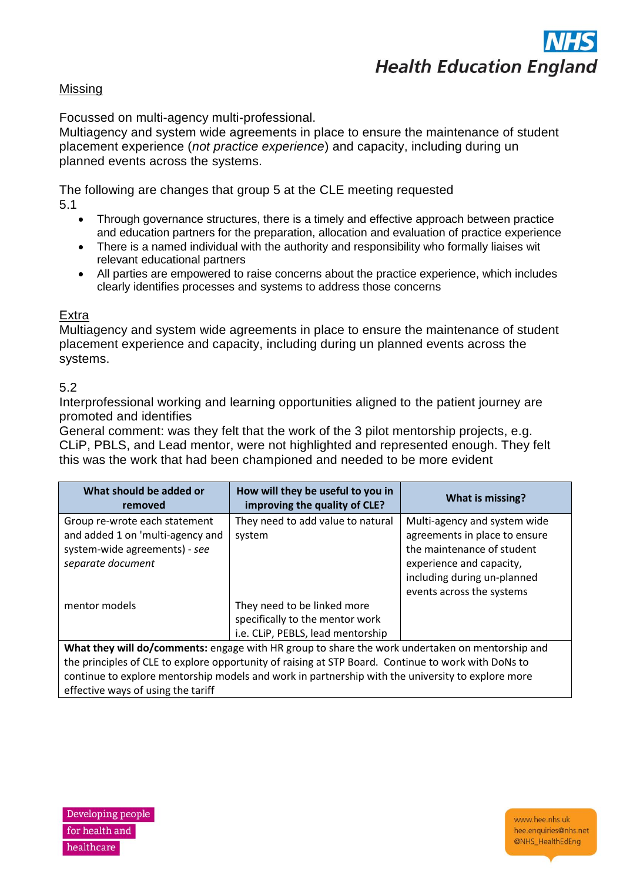Missing

Focussed on multi-agency multi-professional.
Multiagency and system wide agreements in place to ensure the maintenance of student placement experience (*not practice experience*) and capacity, including during un planned events across the systems.

The following are changes that group 5 at the CLE meeting requested
5.1

- Through governance structures, there is a timely and effective approach between practice and education partners for the preparation, allocation and evaluation of practice experience
- There is a named individual with the authority and responsibility who formally liaises wit relevant educational partners
- All parties are empowered to raise concerns about the practice experience, which includes clearly identifies processes and systems to address those concerns

Extra
Multiagency and system wide agreements in place to ensure the maintenance of student placement experience and capacity, including during un planned events across the systems.

5.2
Interprofessional working and learning opportunities aligned to the patient journey are promoted and identifies
General comment: was they felt that the work of the 3 pilot mentorship projects, e.g. CLiP, PBLS, and Lead mentor, were not highlighted and represented enough. They felt this was the work that had been championed and needed to be more evident

| What should be added or removed | How will they be useful to you in improving the quality of CLE? | What is missing? |
|---|---|---|
| Group re-wrote each statement and added 1 on 'multi-agency and system-wide agreements) - *see separate document* | They need to add value to natural system | Multi-agency and system wide agreements in place to ensure the maintenance of student experience and capacity, including during un-planned events across the systems |
| mentor models | They need to be linked more specifically to the mentor work i.e. CLiP, PEBLS, lead mentorship | |
| **What they will do/comments:** engage with HR group to share the work undertaken on mentorship and the principles of CLE to explore opportunity of raising at STP Board. Continue to work with DoNs to continue to explore mentorship models and work in partnership with the university to explore more effective ways of using the tariff | | |